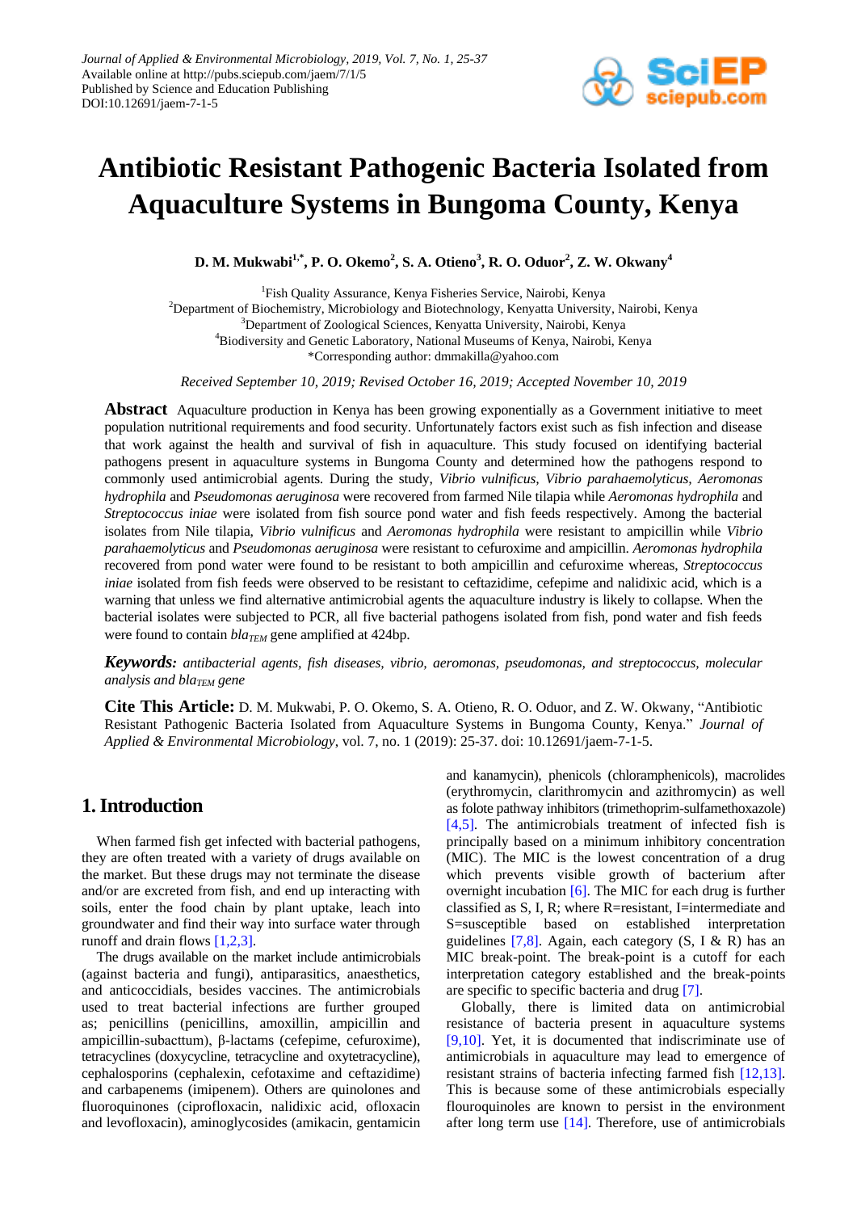Journal of Applied & Environmental Microbiology, 2019, Vol. 7, No. 1, 25-37
Available online at http://pubs.sciepub.com/jaem/7/1/5
Published by Science and Education Publishing
DOI:10.12691/jaem-7-1-5

# Antibiotic Resistant Pathogenic Bacteria Isolated from Aquaculture Systems in Bungoma County, Kenya

**D. M. Mukwabi[1,*], P. O. Okemo[2], S. A. Otieno[3], R. O. Oduor[2], Z. W. Okwany[4]**

[1]Fish Quality Assurance, Kenya Fisheries Service, Nairobi, Kenya
[2]Department of Biochemistry, Microbiology and Biotechnology, Kenyatta University, Nairobi, Kenya
[3]Department of Zoological Sciences, Kenyatta University, Nairobi, Kenya
[4]Biodiversity and Genetic Laboratory, National Museums of Kenya, Nairobi, Kenya
*Corresponding author: dmmakilla@yahoo.com

*Received September 10, 2019; Revised October 16, 2019; Accepted November 10, 2019*

**Abstract** Aquaculture production in Kenya has been growing exponentially as a Government initiative to meet population nutritional requirements and food security. Unfortunately factors exist such as fish infection and disease that work against the health and survival of fish in aquaculture. This study focused on identifying bacterial pathogens present in aquaculture systems in Bungoma County and determined how the pathogens respond to commonly used antimicrobial agents. During the study, *Vibrio vulnificus, Vibrio parahaemolyticus, Aeromonas hydrophila* and *Pseudomonas aeruginosa* were recovered from farmed Nile tilapia while *Aeromonas hydrophila* and *Streptococcus iniae* were isolated from fish source pond water and fish feeds respectively. Among the bacterial isolates from Nile tilapia, *Vibrio vulnificus* and *Aeromonas hydrophila* were resistant to ampicillin while *Vibrio parahaemolyticus* and *Pseudomonas aeruginosa* were resistant to cefuroxime and ampicillin. *Aeromonas hydrophila* recovered from pond water were found to be resistant to both ampicillin and cefuroxime whereas, *Streptococcus iniae* isolated from fish feeds were observed to be resistant to ceftazidime, cefepime and nalidixic acid, which is a warning that unless we find alternative antimicrobial agents the aquaculture industry is likely to collapse. When the bacterial isolates were subjected to PCR, all five bacterial pathogens isolated from fish, pond water and fish feeds were found to contain $bla_{TEM}$ gene amplified at 424bp.

***Keywords:*** *antibacterial agents, fish diseases, vibrio, aeromonas, pseudomonas, and streptococcus, molecular analysis and* $bla_{TEM}$ *gene*

**Cite This Article:** D. M. Mukwabi, P. O. Okemo, S. A. Otieno, R. O. Oduor, and Z. W. Okwany, "Antibiotic Resistant Pathogenic Bacteria Isolated from Aquaculture Systems in Bungoma County, Kenya." *Journal of Applied & Environmental Microbiology*, vol. 7, no. 1 (2019): 25-37. doi: 10.12691/jaem-7-1-5.

## 1. Introduction

When farmed fish get infected with bacterial pathogens, they are often treated with a variety of drugs available on the market. But these drugs may not terminate the disease and/or are excreted from fish, and end up interacting with soils, enter the food chain by plant uptake, leach into groundwater and find their way into surface water through runoff and drain flows [1,2,3].

The drugs available on the market include antimicrobials (against bacteria and fungi), antiparasitics, anaesthetics, and anticoccidials, besides vaccines. The antimicrobials used to treat bacterial infections are further grouped as; penicillins (penicillins, amoxillin, ampicillin and ampicillin-subacttum), β-lactams (cefepime, cefuroxime), tetracyclines (doxycycline, tetracycline and oxytetracycline), cephalosporins (cephalexin, cefotaxime and ceftazidime) and carbapenems (imipenem). Others are quinolones and fluoroquinones (ciprofloxacin, nalidixic acid, ofloxacin and levofloxacin), aminoglycosides (amikacin, gentamicin and kanamycin), phenicols (chloramphenicols), macrolides (erythromycin, clarithromycin and azithromycin) as well as folote pathway inhibitors (trimethoprim-sulfamethoxazole) [4,5]. The antimicrobials treatment of infected fish is principally based on a minimum inhibitory concentration (MIC). The MIC is the lowest concentration of a drug which prevents visible growth of bacterium after overnight incubation [6]. The MIC for each drug is further classified as S, I, R; where R=resistant, I=intermediate and S=susceptible based on established interpretation guidelines [7,8]. Again, each category (S, I & R) has an MIC break-point. The break-point is a cutoff for each interpretation category established and the break-points are specific to specific bacteria and drug [7].

Globally, there is limited data on antimicrobial resistance of bacteria present in aquaculture systems [9,10]. Yet, it is documented that indiscriminate use of antimicrobials in aquaculture may lead to emergence of resistant strains of bacteria infecting farmed fish [12,13]. This is because some of these antimicrobials especially flouroquinoles are known to persist in the environment after long term use [14]. Therefore, use of antimicrobials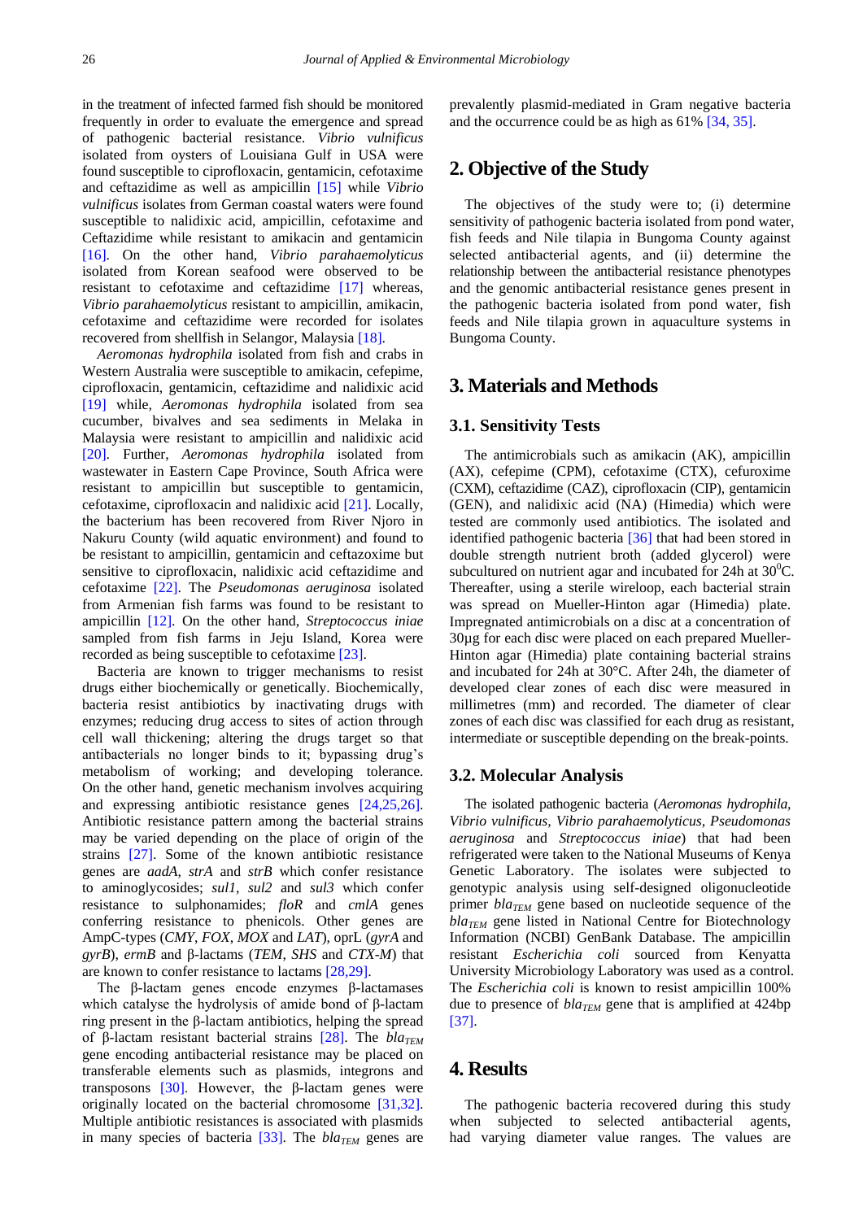in the treatment of infected farmed fish should be monitored frequently in order to evaluate the emergence and spread of pathogenic bacterial resistance. *Vibrio vulnificus* isolated from oysters of Louisiana Gulf in USA were found susceptible to ciprofloxacin, gentamicin, cefotaxime and ceftazidime as well as ampicillin [15] while *Vibrio vulnificus* isolates from German coastal waters were found susceptible to nalidixic acid, ampicillin, cefotaxime and Ceftazidime while resistant to amikacin and gentamicin [16]. On the other hand, *Vibrio parahaemolyticus* isolated from Korean seafood were observed to be resistant to cefotaxime and ceftazidime [17] whereas, *Vibrio parahaemolyticus* resistant to ampicillin, amikacin, cefotaxime and ceftazidime were recorded for isolates recovered from shellfish in Selangor, Malaysia [18].

*Aeromonas hydrophila* isolated from fish and crabs in Western Australia were susceptible to amikacin, cefepime, ciprofloxacin, gentamicin, ceftazidime and nalidixic acid [19] while, *Aeromonas hydrophila* isolated from sea cucumber, bivalves and sea sediments in Melaka in Malaysia were resistant to ampicillin and nalidixic acid [20]. Further, *Aeromonas hydrophila* isolated from wastewater in Eastern Cape Province, South Africa were resistant to ampicillin but susceptible to gentamicin, cefotaxime, ciprofloxacin and nalidixic acid [21]. Locally, the bacterium has been recovered from River Njoro in Nakuru County (wild aquatic environment) and found to be resistant to ampicillin, gentamicin and ceftazoxime but sensitive to ciprofloxacin, nalidixic acid ceftazidime and cefotaxime [22]. The *Pseudomonas aeruginosa* isolated from Armenian fish farms was found to be resistant to ampicillin [12]. On the other hand, *Streptococcus iniae* sampled from fish farms in Jeju Island, Korea were recorded as being susceptible to cefotaxime [23].

Bacteria are known to trigger mechanisms to resist drugs either biochemically or genetically. Biochemically, bacteria resist antibiotics by inactivating drugs with enzymes; reducing drug access to sites of action through cell wall thickening; altering the drugs target so that antibacterials no longer binds to it; bypassing drug's metabolism of working; and developing tolerance. On the other hand, genetic mechanism involves acquiring and expressing antibiotic resistance genes [24,25,26]. Antibiotic resistance pattern among the bacterial strains may be varied depending on the place of origin of the strains [27]. Some of the known antibiotic resistance genes are *aadA*, *strA* and *strB* which confer resistance to aminoglycosides; *sul1*, *sul2* and *sul3* which confer resistance to sulphonamides; *floR* and *cmlA* genes conferring resistance to phenicols. Other genes are AmpC-types (*CMY*, *FOX*, *MOX* and *LAT*), oprL (*gyrA* and *gyrB*), *ermB* and β-lactams (*TEM*, *SHS* and *CTX-M*) that are known to confer resistance to lactams [28,29].

The β-lactam genes encode enzymes β-lactamases which catalyse the hydrolysis of amide bond of β-lactam ring present in the β-lactam antibiotics, helping the spread of β-lactam resistant bacterial strains [28]. The $bla_{TEM}$ gene encoding antibacterial resistance may be placed on transferable elements such as plasmids, integrons and transposons [30]. However, the β-lactam genes were originally located on the bacterial chromosome [31,32]. Multiple antibiotic resistances is associated with plasmids in many species of bacteria [33]. The $bla_{TEM}$ genes are prevalently plasmid-mediated in Gram negative bacteria and the occurrence could be as high as 61% [34, 35].

## 2. Objective of the Study

The objectives of the study were to; (i) determine sensitivity of pathogenic bacteria isolated from pond water, fish feeds and Nile tilapia in Bungoma County against selected antibacterial agents, and (ii) determine the relationship between the antibacterial resistance phenotypes and the genomic antibacterial resistance genes present in the pathogenic bacteria isolated from pond water, fish feeds and Nile tilapia grown in aquaculture systems in Bungoma County.

## 3. Materials and Methods

### 3.1. Sensitivity Tests

The antimicrobials such as amikacin (AK), ampicillin (AX), cefepime (CPM), cefotaxime (CTX), cefuroxime (CXM), ceftazidime (CAZ), ciprofloxacin (CIP), gentamicin (GEN), and nalidixic acid (NA) (Himedia) which were tested are commonly used antibiotics. The isolated and identified pathogenic bacteria [36] that had been stored in double strength nutrient broth (added glycerol) were subcultured on nutrient agar and incubated for 24h at 30°C. Thereafter, using a sterile wireloop, each bacterial strain was spread on Mueller-Hinton agar (Himedia) plate. Impregnated antimicrobials on a disc at a concentration of 30µg for each disc were placed on each prepared Mueller-Hinton agar (Himedia) plate containing bacterial strains and incubated for 24h at 30°C. After 24h, the diameter of developed clear zones of each disc were measured in millimetres (mm) and recorded. The diameter of clear zones of each disc was classified for each drug as resistant, intermediate or susceptible depending on the break-points.

### 3.2. Molecular Analysis

The isolated pathogenic bacteria (*Aeromonas hydrophila*, *Vibrio vulnificus*, *Vibrio parahaemolyticus*, *Pseudomonas aeruginosa* and *Streptococcus iniae*) that had been refrigerated were taken to the National Museums of Kenya Genetic Laboratory. The isolates were subjected to genotypic analysis using self-designed oligonucleotide primer $bla_{TEM}$ gene based on nucleotide sequence of the $bla_{TEM}$ gene listed in National Centre for Biotechnology Information (NCBI) GenBank Database. The ampicillin resistant *Escherichia coli* sourced from Kenyatta University Microbiology Laboratory was used as a control. The *Escherichia coli* is known to resist ampicillin 100% due to presence of $bla_{TEM}$ gene that is amplified at 424bp [37].

## 4. Results

The pathogenic bacteria recovered during this study when subjected to selected antibacterial agents, had varying diameter value ranges. The values are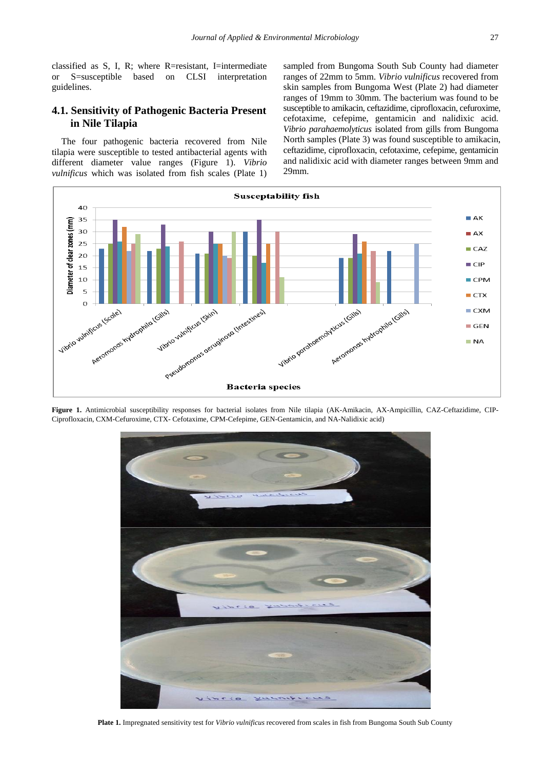classified as S, I, R; where R=resistant, I=intermediate or S=susceptible based on CLSI interpretation guidelines.

## 4.1. Sensitivity of Pathogenic Bacteria Present in Nile Tilapia

The four pathogenic bacteria recovered from Nile tilapia were susceptible to tested antibacterial agents with different diameter value ranges (Figure 1). *Vibrio vulnificus* which was isolated from fish scales (Plate 1) sampled from Bungoma South Sub County had diameter ranges of 22mm to 5mm. *Vibrio vulnificus* recovered from skin samples from Bungoma West (Plate 2) had diameter ranges of 19mm to 30mm. The bacterium was found to be susceptible to amikacin, ceftazidime, ciprofloxacin, cefuroxime, cefotaxime, cefepime, gentamicin and nalidixic acid. *Vibrio parahaemolyticus* isolated from gills from Bungoma North samples (Plate 3) was found susceptible to amikacin, ceftazidime, ciprofloxacin, cefotaxime, cefepime, gentamicin and nalidixic acid with diameter ranges between 9mm and 29mm.

**Figure 1.** Antimicrobial susceptibility responses for bacterial isolates from Nile tilapia (AK-Amikacin, AX-Ampicillin, CAZ-Ceftazidime, CIP-Ciprofloxacin, CXM-Cefuroxime, CTX- Cefotaxime, CPM-Cefepime, GEN-Gentamicin, and NA-Nalidixic acid)

**Plate 1.** Impregnated sensitivity test for *Vibrio vulnificus* recovered from scales in fish from Bungoma South Sub County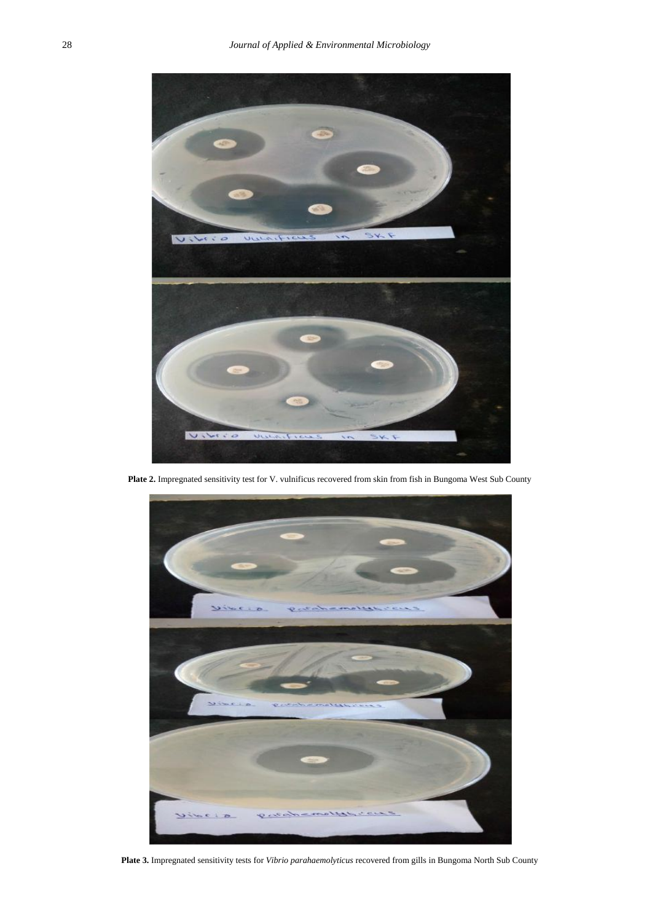**Plate 2.** Impregnated sensitivity test for V. vulnificus recovered from skin from fish in Bungoma West Sub County

**Plate 3.** Impregnated sensitivity tests for *Vibrio parahaemolyticus* recovered from gills in Bungoma North Sub County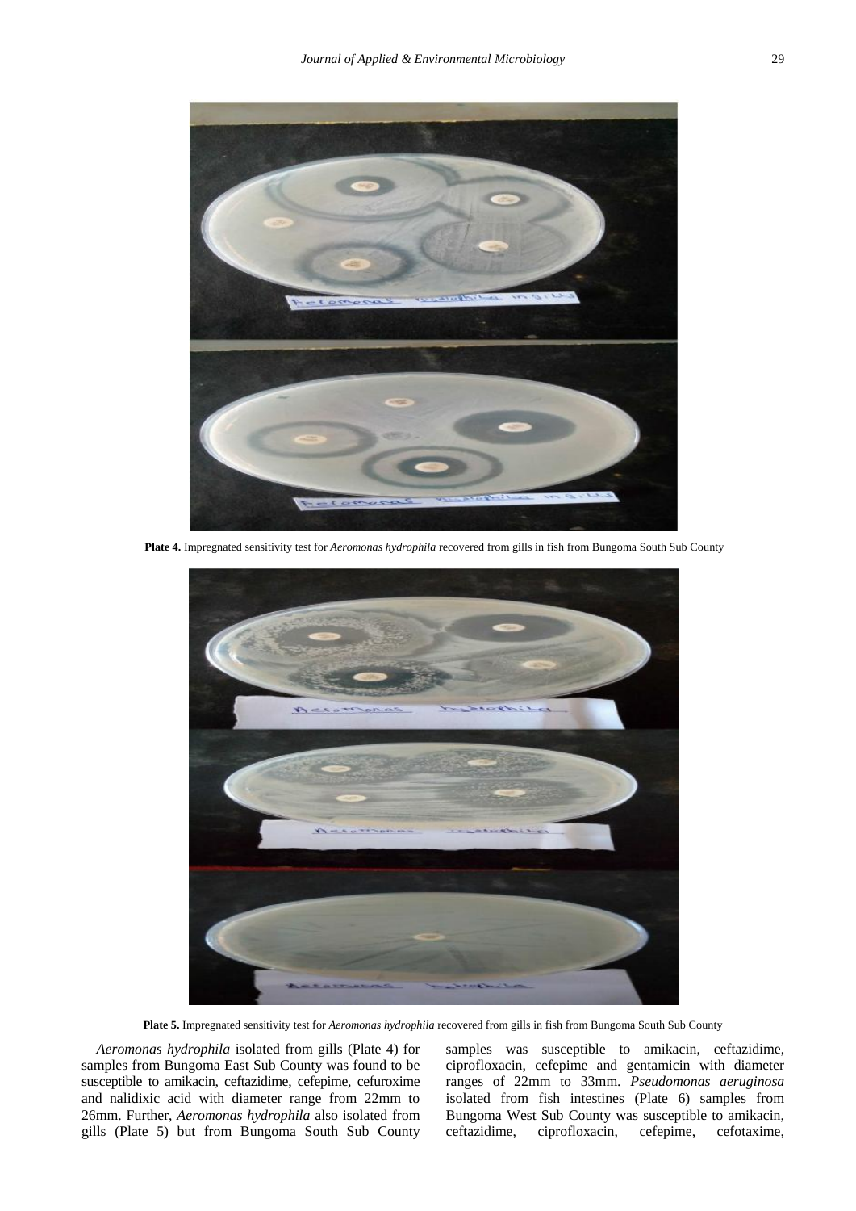**Plate 4.** Impregnated sensitivity test for *Aeromonas hydrophila* recovered from gills in fish from Bungoma South Sub County

**Plate 5.** Impregnated sensitivity test for *Aeromonas hydrophila* recovered from gills in fish from Bungoma South Sub County

*Aeromonas hydrophila* isolated from gills (Plate 4) for samples from Bungoma East Sub County was found to be susceptible to amikacin, ceftazidime, cefepime, cefuroxime and nalidixic acid with diameter range from 22mm to 26mm. Further, *Aeromonas hydrophila* also isolated from gills (Plate 5) but from Bungoma South Sub County samples was susceptible to amikacin, ceftazidime, ciprofloxacin, cefepime and gentamicin with diameter ranges of 22mm to 33mm. *Pseudomonas aeruginosa* isolated from fish intestines (Plate 6) samples from Bungoma West Sub County was susceptible to amikacin, ceftazidime, ciprofloxacin, cefepime, cefotaxime,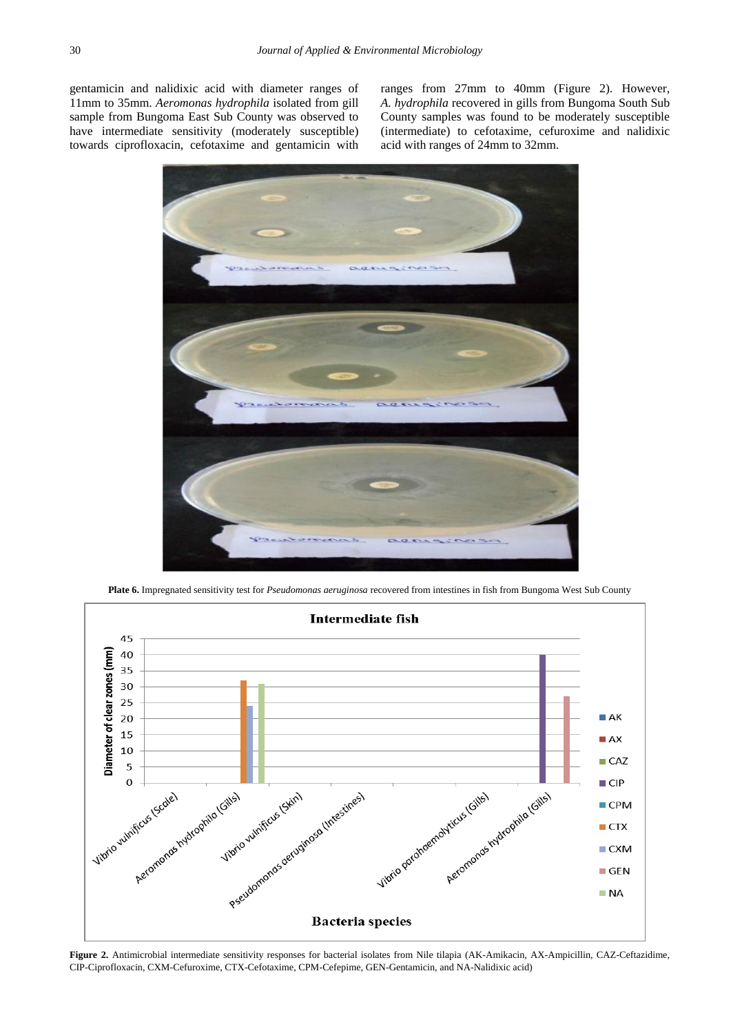gentamicin and nalidixic acid with diameter ranges of 11mm to 35mm. *Aeromonas hydrophila* isolated from gill sample from Bungoma East Sub County was observed to have intermediate sensitivity (moderately susceptible) towards ciprofloxacin, cefotaxime and gentamicin with ranges from 27mm to 40mm (Figure 2). However, *A. hydrophila* recovered in gills from Bungoma South Sub County samples was found to be moderately susceptible (intermediate) to cefotaxime, cefuroxime and nalidixic acid with ranges of 24mm to 32mm.

**Plate 6.** Impregnated sensitivity test for *Pseudomonas aeruginosa* recovered from intestines in fish from Bungoma West Sub County

**Figure 2.** Antimicrobial intermediate sensitivity responses for bacterial isolates from Nile tilapia (AK-Amikacin, AX-Ampicillin, CAZ-Ceftazidime, CIP-Ciprofloxacin, CXM-Cefuroxime, CTX-Cefotaxime, CPM-Cefepime, GEN-Gentamicin, and NA-Nalidixic acid)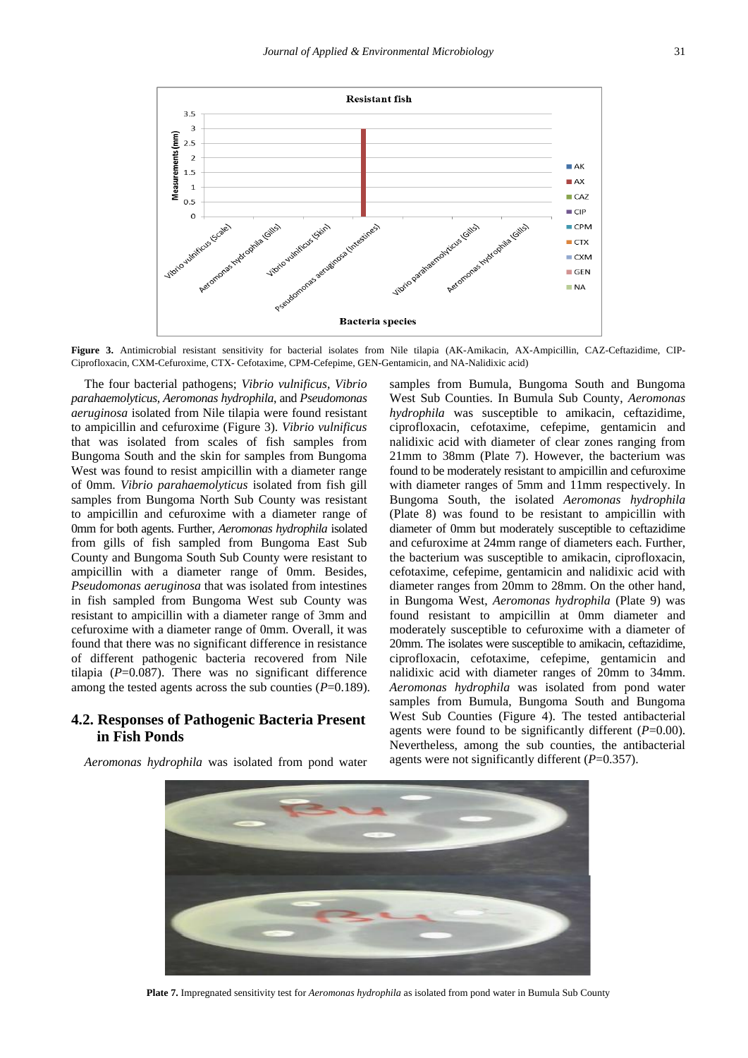**Figure 3.** Antimicrobial resistant sensitivity for bacterial isolates from Nile tilapia (AK-Amikacin, AX-Ampicillin, CAZ-Ceftazidime, CIP-Ciprofloxacin, CXM-Cefuroxime, CTX- Cefotaxime, CPM-Cefepime, GEN-Gentamicin, and NA-Nalidixic acid)

The four bacterial pathogens; *Vibrio vulnificus*, *Vibrio parahaemolyticus, Aeromonas hydrophila*, and *Pseudomonas aeruginosa* isolated from Nile tilapia were found resistant to ampicillin and cefuroxime (Figure 3). *Vibrio vulnificus* that was isolated from scales of fish samples from Bungoma South and the skin for samples from Bungoma West was found to resist ampicillin with a diameter range of 0mm. *Vibrio parahaemolyticus* isolated from fish gill samples from Bungoma North Sub County was resistant to ampicillin and cefuroxime with a diameter range of 0mm for both agents. Further, *Aeromonas hydrophila* isolated from gills of fish sampled from Bungoma East Sub County and Bungoma South Sub County were resistant to ampicillin with a diameter range of 0mm. Besides, *Pseudomonas aeruginosa* that was isolated from intestines in fish sampled from Bungoma West sub County was resistant to ampicillin with a diameter range of 3mm and cefuroxime with a diameter range of 0mm. Overall, it was found that there was no significant difference in resistance of different pathogenic bacteria recovered from Nile tilapia ($P$=0.087). There was no significant difference among the tested agents across the sub counties ($P$=0.189).

## 4.2. Responses of Pathogenic Bacteria Present in Fish Ponds

*Aeromonas hydrophila* was isolated from pond water samples from Bumula, Bungoma South and Bungoma West Sub Counties. In Bumula Sub County, *Aeromonas hydrophila* was susceptible to amikacin, ceftazidime, ciprofloxacin, cefotaxime, cefepime, gentamicin and nalidixic acid with diameter of clear zones ranging from 21mm to 38mm (Plate 7). However, the bacterium was found to be moderately resistant to ampicillin and cefuroxime with diameter ranges of 5mm and 11mm respectively. In Bungoma South, the isolated *Aeromonas hydrophila* (Plate 8) was found to be resistant to ampicillin with diameter of 0mm but moderately susceptible to ceftazidime and cefuroxime at 24mm range of diameters each. Further, the bacterium was susceptible to amikacin, ciprofloxacin, cefotaxime, cefepime, gentamicin and nalidixic acid with diameter ranges from 20mm to 28mm. On the other hand, in Bungoma West, *Aeromonas hydrophila* (Plate 9) was found resistant to ampicillin at 0mm diameter and moderately susceptible to cefuroxime with a diameter of 20mm. The isolates were susceptible to amikacin, ceftazidime, ciprofloxacin, cefotaxime, cefepime, gentamicin and nalidixic acid with diameter ranges of 20mm to 34mm. *Aeromonas hydrophila* was isolated from pond water samples from Bumula, Bungoma South and Bungoma West Sub Counties (Figure 4). The tested antibacterial agents were found to be significantly different ($P$=0.00). Nevertheless, among the sub counties, the antibacterial agents were not significantly different ($P$=0.357).

**Plate 7.** Impregnated sensitivity test for *Aeromonas hydrophila* as isolated from pond water in Bumula Sub County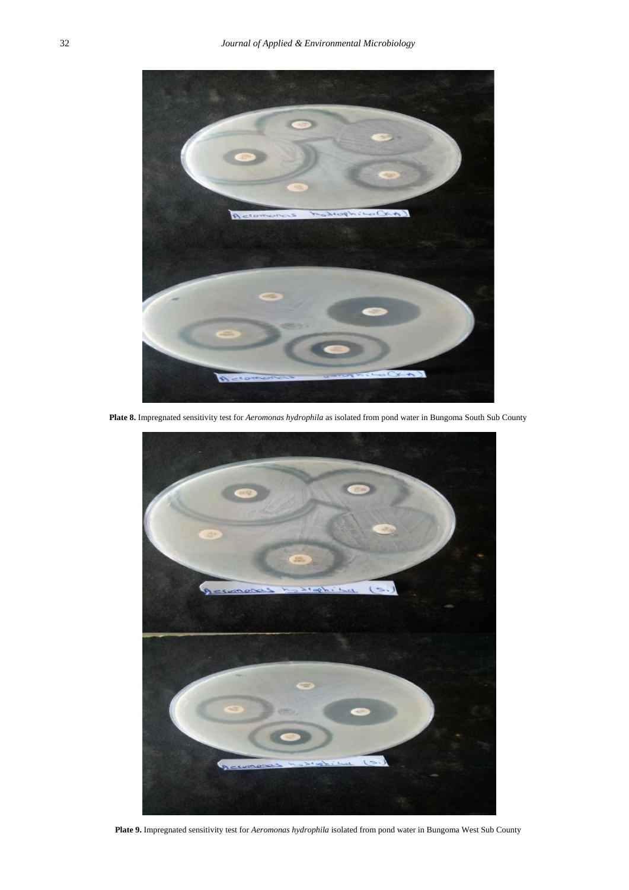**Plate 8.** Impregnated sensitivity test for *Aeromonas hydrophila* as isolated from pond water in Bungoma South Sub County

**Plate 9.** Impregnated sensitivity test for *Aeromonas hydrophila* isolated from pond water in Bungoma West Sub County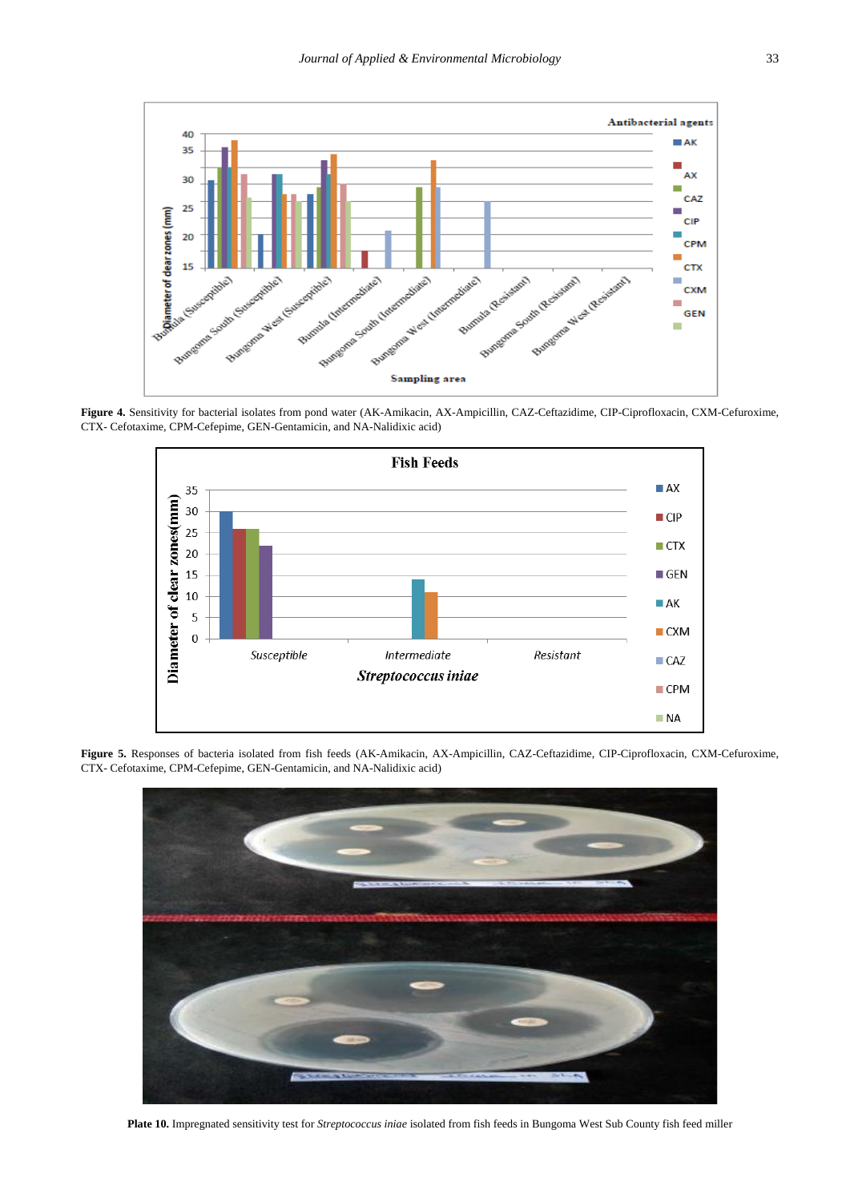**Figure 4.** Sensitivity for bacterial isolates from pond water (AK-Amikacin, AX-Ampicillin, CAZ-Ceftazidime, CIP-Ciprofloxacin, CXM-Cefuroxime, CTX- Cefotaxime, CPM-Cefepime, GEN-Gentamicin, and NA-Nalidixic acid)

**Figure 5.** Responses of bacteria isolated from fish feeds (AK-Amikacin, AX-Ampicillin, CAZ-Ceftazidime, CIP-Ciprofloxacin, CXM-Cefuroxime, CTX- Cefotaxime, CPM-Cefepime, GEN-Gentamicin, and NA-Nalidixic acid)

**Plate 10.** Impregnated sensitivity test for *Streptococcus iniae* isolated from fish feeds in Bungoma West Sub County fish feed miller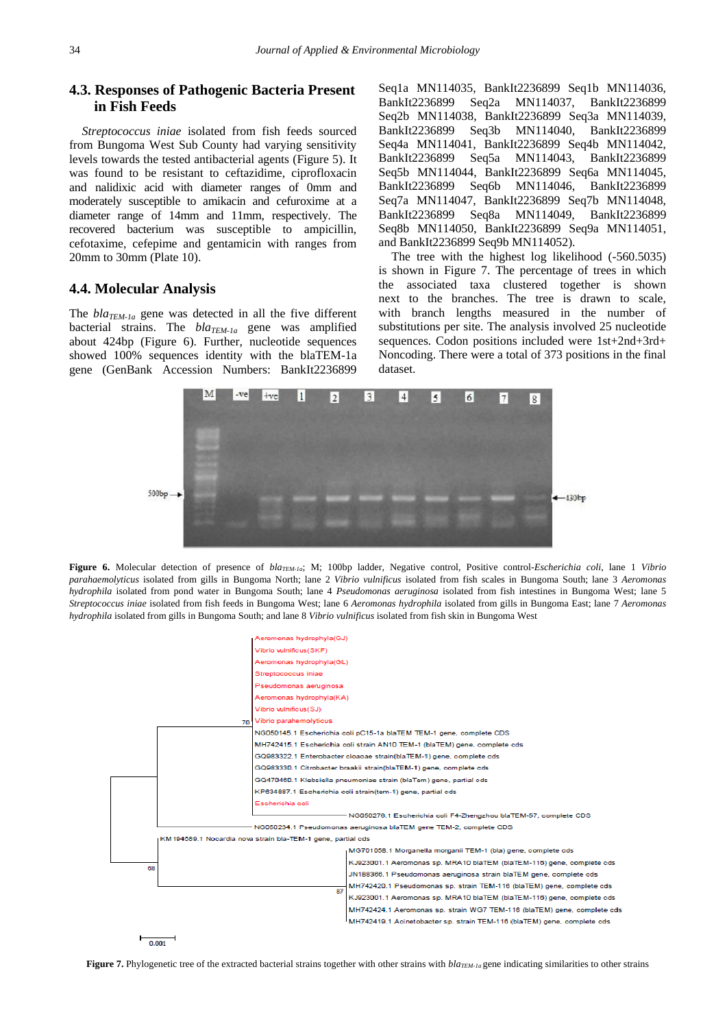### 4.3. Responses of Pathogenic Bacteria Present in Fish Feeds

*Streptococcus iniae* isolated from fish feeds sourced from Bungoma West Sub County had varying sensitivity levels towards the tested antibacterial agents (Figure 5). It was found to be resistant to ceftazidime, ciprofloxacin and nalidixic acid with diameter ranges of 0mm and moderately susceptible to amikacin and cefuroxime at a diameter range of 14mm and 11mm, respectively. The recovered bacterium was susceptible to ampicillin, cefotaxime, cefepime and gentamicin with ranges from 20mm to 30mm (Plate 10).

### 4.4. Molecular Analysis

The $bla_{TEM\text{-}1a}$ gene was detected in all the five different bacterial strains. The $bla_{TEM\text{-}1a}$ gene was amplified about 424bp (Figure 6). Further, nucleotide sequences showed 100% sequences identity with the blaTEM-1a gene (GenBank Accession Numbers: BankIt2236899 Seq1a MN114035, BankIt2236899 Seq1b MN114036, BankIt2236899 Seq2a MN114037, BankIt2236899 Seq2b MN114038, BankIt2236899 Seq3a MN114039, BankIt2236899 Seq3b MN114040, BankIt2236899 Seq4a MN114041, BankIt2236899 Seq4b MN114042, BankIt2236899 Seq5a MN114043, BankIt2236899 Seq5b MN114044, BankIt2236899 Seq6a MN114045, BankIt2236899 Seq6b MN114046, BankIt2236899 Seq7a MN114047, BankIt2236899 Seq7b MN114048, BankIt2236899 Seq8a MN114049, BankIt2236899 Seq8b MN114050, BankIt2236899 Seq9a MN114051, and BankIt2236899 Seq9b MN114052).

The tree with the highest log likelihood (-560.5035) is shown in Figure 7. The percentage of trees in which the associated taxa clustered together is shown next to the branches. The tree is drawn to scale, with branch lengths measured in the number of substitutions per site. The analysis involved 25 nucleotide sequences. Codon positions included were 1st+2nd+3rd+ Noncoding. There were a total of 373 positions in the final dataset.

**Figure 6.** Molecular detection of presence of $bla_{TEM\text{-}1a}$; M; 100bp ladder, Negative control, Positive control-*Escherichia coli*, lane 1 *Vibrio parahaemolyticus* isolated from gills in Bungoma North; lane 2 *Vibrio vulnificus* isolated from fish scales in Bungoma South; lane 3 *Aeromonas hydrophila* isolated from pond water in Bungoma South; lane 4 *Pseudomonas aeruginosa* isolated from fish intestines in Bungoma West; lane 5 *Streptococcus iniae* isolated from fish feeds in Bungoma West; lane 6 *Aeromonas hydrophila* isolated from gills in Bungoma East; lane 7 *Aeromonas hydrophila* isolated from gills in Bungoma South; and lane 8 *Vibrio vulnificus* isolated from fish skin in Bungoma West

**Figure 7.** Phylogenetic tree of the extracted bacterial strains together with other strains with $bla_{TEM\text{-}1a}$ gene indicating similarities to other strains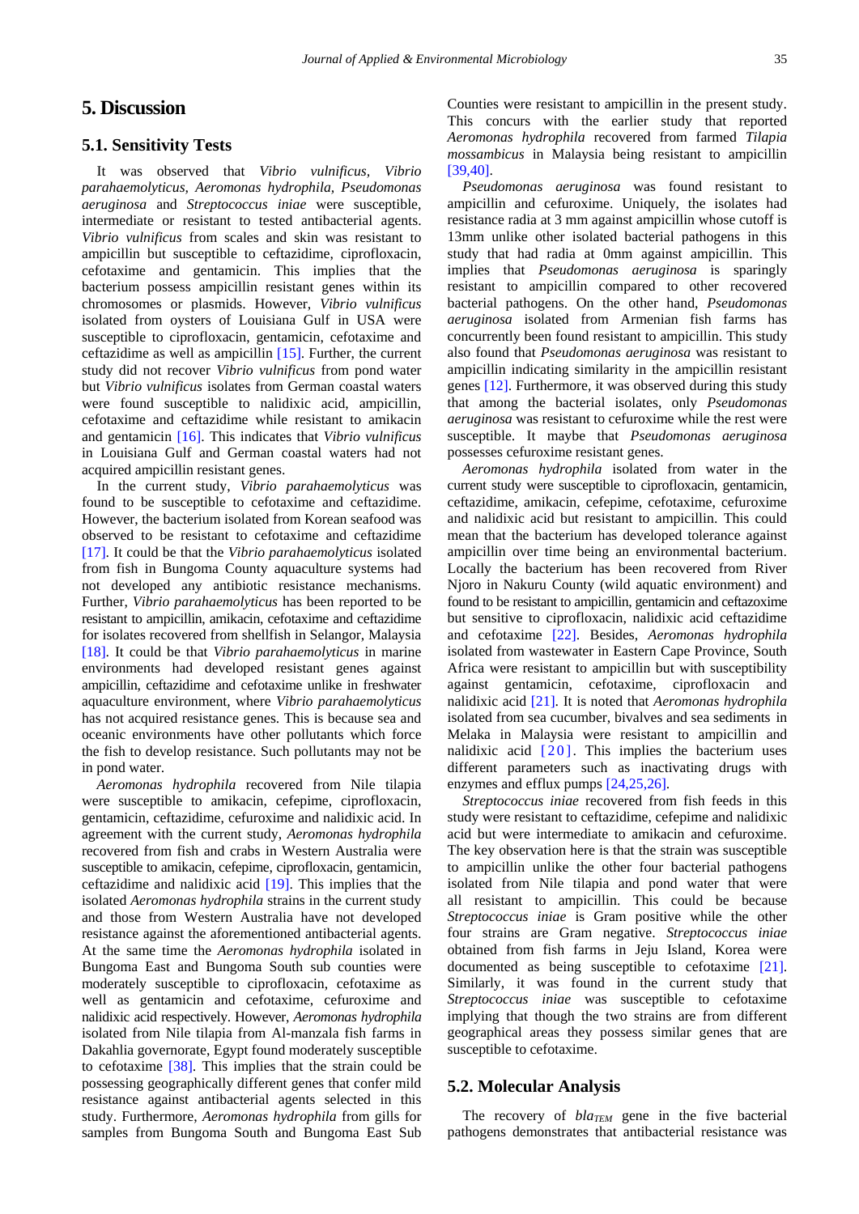# 5. Discussion

## 5.1. Sensitivity Tests

It was observed that *Vibrio vulnificus, Vibrio parahaemolyticus, Aeromonas hydrophila, Pseudomonas aeruginosa* and *Streptococcus iniae* were susceptible, intermediate or resistant to tested antibacterial agents. *Vibrio vulnificus* from scales and skin was resistant to ampicillin but susceptible to ceftazidime, ciprofloxacin, cefotaxime and gentamicin. This implies that the bacterium possess ampicillin resistant genes within its chromosomes or plasmids. However, *Vibrio vulnificus* isolated from oysters of Louisiana Gulf in USA were susceptible to ciprofloxacin, gentamicin, cefotaxime and ceftazidime as well as ampicillin [15]. Further, the current study did not recover *Vibrio vulnificus* from pond water but *Vibrio vulnificus* isolates from German coastal waters were found susceptible to nalidixic acid, ampicillin, cefotaxime and ceftazidime while resistant to amikacin and gentamicin [16]. This indicates that *Vibrio vulnificus* in Louisiana Gulf and German coastal waters had not acquired ampicillin resistant genes.

In the current study, *Vibrio parahaemolyticus* was found to be susceptible to cefotaxime and ceftazidime. However, the bacterium isolated from Korean seafood was observed to be resistant to cefotaxime and ceftazidime [17]. It could be that the *Vibrio parahaemolyticus* isolated from fish in Bungoma County aquaculture systems had not developed any antibiotic resistance mechanisms. Further, *Vibrio parahaemolyticus* has been reported to be resistant to ampicillin, amikacin, cefotaxime and ceftazidime for isolates recovered from shellfish in Selangor, Malaysia [18]. It could be that *Vibrio parahaemolyticus* in marine environments had developed resistant genes against ampicillin, ceftazidime and cefotaxime unlike in freshwater aquaculture environment, where *Vibrio parahaemolyticus* has not acquired resistance genes. This is because sea and oceanic environments have other pollutants which force the fish to develop resistance. Such pollutants may not be in pond water.

*Aeromonas hydrophila* recovered from Nile tilapia were susceptible to amikacin, cefepime, ciprofloxacin, gentamicin, ceftazidime, cefuroxime and nalidixic acid. In agreement with the current study, *Aeromonas hydrophila* recovered from fish and crabs in Western Australia were susceptible to amikacin, cefepime, ciprofloxacin, gentamicin, ceftazidime and nalidixic acid [19]. This implies that the isolated *Aeromonas hydrophila* strains in the current study and those from Western Australia have not developed resistance against the aforementioned antibacterial agents. At the same time the *Aeromonas hydrophila* isolated in Bungoma East and Bungoma South sub counties were moderately susceptible to ciprofloxacin, cefotaxime as well as gentamicin and cefotaxime, cefuroxime and nalidixic acid respectively. However, *Aeromonas hydrophila* isolated from Nile tilapia from Al-manzala fish farms in Dakahlia governorate, Egypt found moderately susceptible to cefotaxime [38]. This implies that the strain could be possessing geographically different genes that confer mild resistance against antibacterial agents selected in this study. Furthermore, *Aeromonas hydrophila* from gills for samples from Bungoma South and Bungoma East Sub Counties were resistant to ampicillin in the present study. This concurs with the earlier study that reported *Aeromonas hydrophila* recovered from farmed *Tilapia mossambicus* in Malaysia being resistant to ampicillin [39,40].

*Pseudomonas aeruginosa* was found resistant to ampicillin and cefuroxime. Uniquely, the isolates had resistance radia at 3 mm against ampicillin whose cutoff is 13mm unlike other isolated bacterial pathogens in this study that had radia at 0mm against ampicillin. This implies that *Pseudomonas aeruginosa* is sparingly resistant to ampicillin compared to other recovered bacterial pathogens. On the other hand, *Pseudomonas aeruginosa* isolated from Armenian fish farms has concurrently been found resistant to ampicillin. This study also found that *Pseudomonas aeruginosa* was resistant to ampicillin indicating similarity in the ampicillin resistant genes [12]. Furthermore, it was observed during this study that among the bacterial isolates, only *Pseudomonas aeruginosa* was resistant to cefuroxime while the rest were susceptible. It maybe that *Pseudomonas aeruginosa* possesses cefuroxime resistant genes.

*Aeromonas hydrophila* isolated from water in the current study were susceptible to ciprofloxacin, gentamicin, ceftazidime, amikacin, cefepime, cefotaxime, cefuroxime and nalidixic acid but resistant to ampicillin. This could mean that the bacterium has developed tolerance against ampicillin over time being an environmental bacterium. Locally the bacterium has been recovered from River Njoro in Nakuru County (wild aquatic environment) and found to be resistant to ampicillin, gentamicin and ceftazoxime but sensitive to ciprofloxacin, nalidixic acid ceftazidime and cefotaxime [22]. Besides, *Aeromonas hydrophila* isolated from wastewater in Eastern Cape Province, South Africa were resistant to ampicillin but with susceptibility against gentamicin, cefotaxime, ciprofloxacin and nalidixic acid [21]. It is noted that *Aeromonas hydrophila* isolated from sea cucumber, bivalves and sea sediments in Melaka in Malaysia were resistant to ampicillin and nalidixic acid [20]. This implies that the bacterium uses different parameters such as inactivating drugs with enzymes and efflux pumps [24,25,26].

*Streptococcus iniae* recovered from fish feeds in this study were resistant to ceftazidime, cefepime and nalidixic acid but were intermediate to amikacin and cefuroxime. The key observation here is that the strain was susceptible to ampicillin unlike the other four bacterial pathogens isolated from Nile tilapia and pond water that were all resistant to ampicillin. This could be because *Streptococcus iniae* is Gram positive while the other four strains are Gram negative. *Streptococcus iniae* obtained from fish farms in Jeju Island, Korea were documented as being susceptible to cefotaxime [21]. Similarly, it was found in the current study that *Streptococcus iniae* was susceptible to cefotaxime implying that though the two strains are from different geographical areas they possess similar genes that are susceptible to cefotaxime.

## 5.2. Molecular Analysis

The recovery of $bla_{TEM}$ gene in the five bacterial pathogens demonstrates that antibacterial resistance was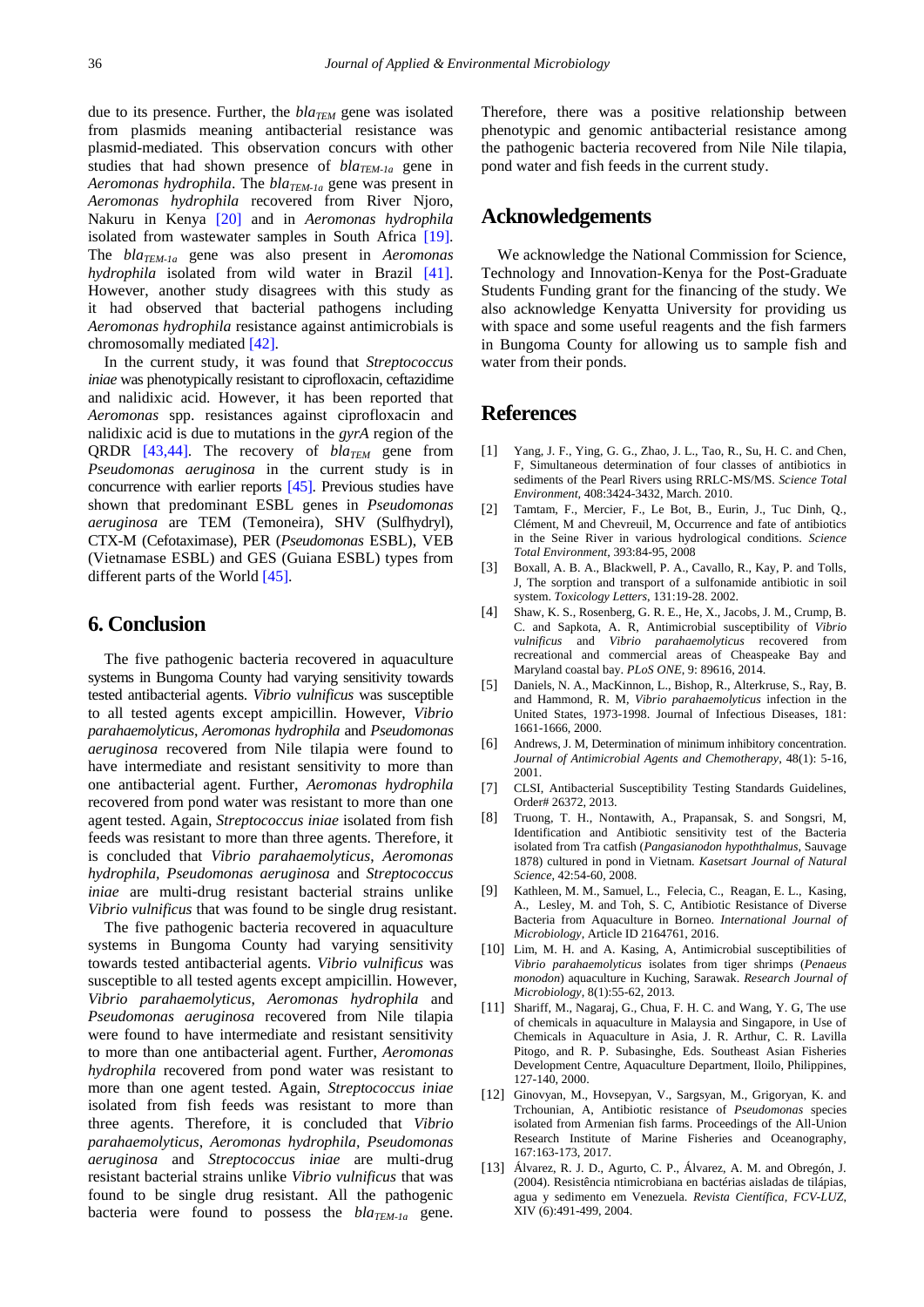due to its presence. Further, the $bla_{TEM}$ gene was isolated from plasmids meaning antibacterial resistance was plasmid-mediated. This observation concurs with other studies that had shown presence of $bla_{TEM-1a}$ gene in *Aeromonas hydrophila*. The $bla_{TEM-1a}$ gene was present in *Aeromonas hydrophila* recovered from River Njoro, Nakuru in Kenya [20] and in *Aeromonas hydrophila* isolated from wastewater samples in South Africa [19]. The $bla_{TEM-1a}$ gene was also present in *Aeromonas hydrophila* isolated from wild water in Brazil [41]. However, another study disagrees with this study as it had observed that bacterial pathogens including *Aeromonas hydrophila* resistance against antimicrobials is chromosomally mediated [42].

In the current study, it was found that *Streptococcus iniae* was phenotypically resistant to ciprofloxacin, ceftazidime and nalidixic acid. However, it has been reported that *Aeromonas* spp. resistances against ciprofloxacin and nalidixic acid is due to mutations in the *gyrA* region of the QRDR [43,44]. The recovery of $bla_{TEM}$ gene from *Pseudomonas aeruginosa* in the current study is in concurrence with earlier reports [45]. Previous studies have shown that predominant ESBL genes in *Pseudomonas aeruginosa* are TEM (Temoneira), SHV (Sulfhydryl), CTX-M (Cefotaximase), PER (*Pseudomonas* ESBL), VEB (Vietnamase ESBL) and GES (Guiana ESBL) types from different parts of the World [45].

## 6. Conclusion

The five pathogenic bacteria recovered in aquaculture systems in Bungoma County had varying sensitivity towards tested antibacterial agents. *Vibrio vulnificus* was susceptible to all tested agents except ampicillin. However, *Vibrio parahaemolyticus*, *Aeromonas hydrophila* and *Pseudomonas aeruginosa* recovered from Nile tilapia were found to have intermediate and resistant sensitivity to more than one antibacterial agent. Further, *Aeromonas hydrophila* recovered from pond water was resistant to more than one agent tested. Again, *Streptococcus iniae* isolated from fish feeds was resistant to more than three agents. Therefore, it is concluded that *Vibrio parahaemolyticus*, *Aeromonas hydrophila*, *Pseudomonas aeruginosa* and *Streptococcus iniae* are multi-drug resistant bacterial strains unlike *Vibrio vulnificus* that was found to be single drug resistant.

The five pathogenic bacteria recovered in aquaculture systems in Bungoma County had varying sensitivity towards tested antibacterial agents. *Vibrio vulnificus* was susceptible to all tested agents except ampicillin. However, *Vibrio parahaemolyticus*, *Aeromonas hydrophila* and *Pseudomonas aeruginosa* recovered from Nile tilapia were found to have intermediate and resistant sensitivity to more than one antibacterial agent. Further, *Aeromonas hydrophila* recovered from pond water was resistant to more than one agent tested. Again, *Streptococcus iniae* isolated from fish feeds was resistant to more than three agents. Therefore, it is concluded that *Vibrio parahaemolyticus*, *Aeromonas hydrophila*, *Pseudomonas aeruginosa* and *Streptococcus iniae* are multi-drug resistant bacterial strains unlike *Vibrio vulnificus* that was found to be single drug resistant. All the pathogenic bacteria were found to possess the $bla_{TEM-1a}$ gene. Therefore, there was a positive relationship between phenotypic and genomic antibacterial resistance among the pathogenic bacteria recovered from Nile Nile tilapia, pond water and fish feeds in the current study.

## Acknowledgements

We acknowledge the National Commission for Science, Technology and Innovation-Kenya for the Post-Graduate Students Funding grant for the financing of the study. We also acknowledge Kenyatta University for providing us with space and some useful reagents and the fish farmers in Bungoma County for allowing us to sample fish and water from their ponds.

## References

[1] Yang, J. F., Ying, G. G., Zhao, J. L., Tao, R., Su, H. C. and Chen, F, Simultaneous determination of four classes of antibiotics in sediments of the Pearl Rivers using RRLC-MS/MS. *Science Total Environment*, 408:3424-3432, March. 2010.

[2] Tamtam, F., Mercier, F., Le Bot, B., Eurin, J., Tuc Dinh, Q., Clément, M and Chevreuil, M, Occurrence and fate of antibiotics in the Seine River in various hydrological conditions. *Science Total Environment*, 393:84-95, 2008

[3] Boxall, A. B. A., Blackwell, P. A., Cavallo, R., Kay, P. and Tolls, J, The sorption and transport of a sulfonamide antibiotic in soil system. *Toxicology Letters*, 131:19-28. 2002.

[4] Shaw, K. S., Rosenberg, R. E., He, X., Jacobs, J. M., Crump, B. C. and Sapkota, A. R, Antimicrobial susceptibility of *Vibrio vulnificus* and *Vibrio parahaemolyticus* recovered from recreational and commercial areas of Cheaspeake Bay and Maryland coastal bay. *PLoS ONE*, 9: 89616, 2014.

[5] Daniels, N. A., MacKinnon, L., Bishop, R., Alterkruse, S., Ray, B. and Hammond, R. M, *Vibrio parahaemolyticus* infection in the United States, 1973-1998. Journal of Infectious Diseases, 181: 1661-1666, 2000.

[6] Andrews, J. M, Determination of minimum inhibitory concentration. *Journal of Antimicrobial Agents and Chemotherapy*, 48(1): 5-16, 2001.

[7] CLSI, Antibacterial Susceptibility Testing Standards Guidelines, Order# 26372, 2013.

[8] Truong, T. H., Nontawith, A., Prapansak, S. and Songsri, M, Identification and Antibiotic sensitivity test of the Bacteria isolated from Tra catfish (*Pangasianodon hypophthalmus*, Sauvage 1878) cultured in pond in Vietnam. *Kasetsart Journal of Natural Science*, 42:54-60, 2008.

[9] Kathleen, M. M., Samuel, L., Felecia, C., Reagan, E. L., Kasing, A., Lesley, M. and Toh, S. C, Antibiotic Resistance of Diverse Bacteria from Aquaculture in Borneo. *International Journal of Microbiology*, Article ID 2164761, 2016.

[10] Lim, M. H. and A. Kasing, A, Antimicrobial susceptibilities of *Vibrio parahaemolyticus* isolates from tiger shrimps (*Penaeus monodon*) aquaculture in Kuching, Sarawak. *Research Journal of Microbiology*, 8(1):55-62, 2013.

[11] Shariff, M., Nagaraj, G., Chua, F. H. C. and Wang, Y. G, The use of chemicals in aquaculture in Malaysia and Singapore, in Use of Chemicals in Aquaculture in Asia, J. R. Arthur, C. R. Lavilla Pitogo, and R. P. Subasinghe, Eds. Southeast Asian Fisheries Development Centre, Aquaculture Department, Iloilo, Philippines, 127-140, 2000.

[12] Ginovyan, M., Hovsepyan, V., Sargsyan, M., Grigoryan, K. and Trchounian, A, Antibiotic resistance of *Pseudomonas* species isolated from Armenian fish farms. Proceedings of the All-Union Research Institute of Marine Fisheries and Oceanography, 167:163-173, 2017.

[13] Álvarez, R. J. D., Agurto, C. P., Álvarez, A. M. and Obregón, J. (2004). Resistência ntimicrobiana en bactérias aisladas de tilápias, agua y sedimento em Venezuela. *Revista Científica, FCV-LUZ*, XIV (6):491-499, 2004.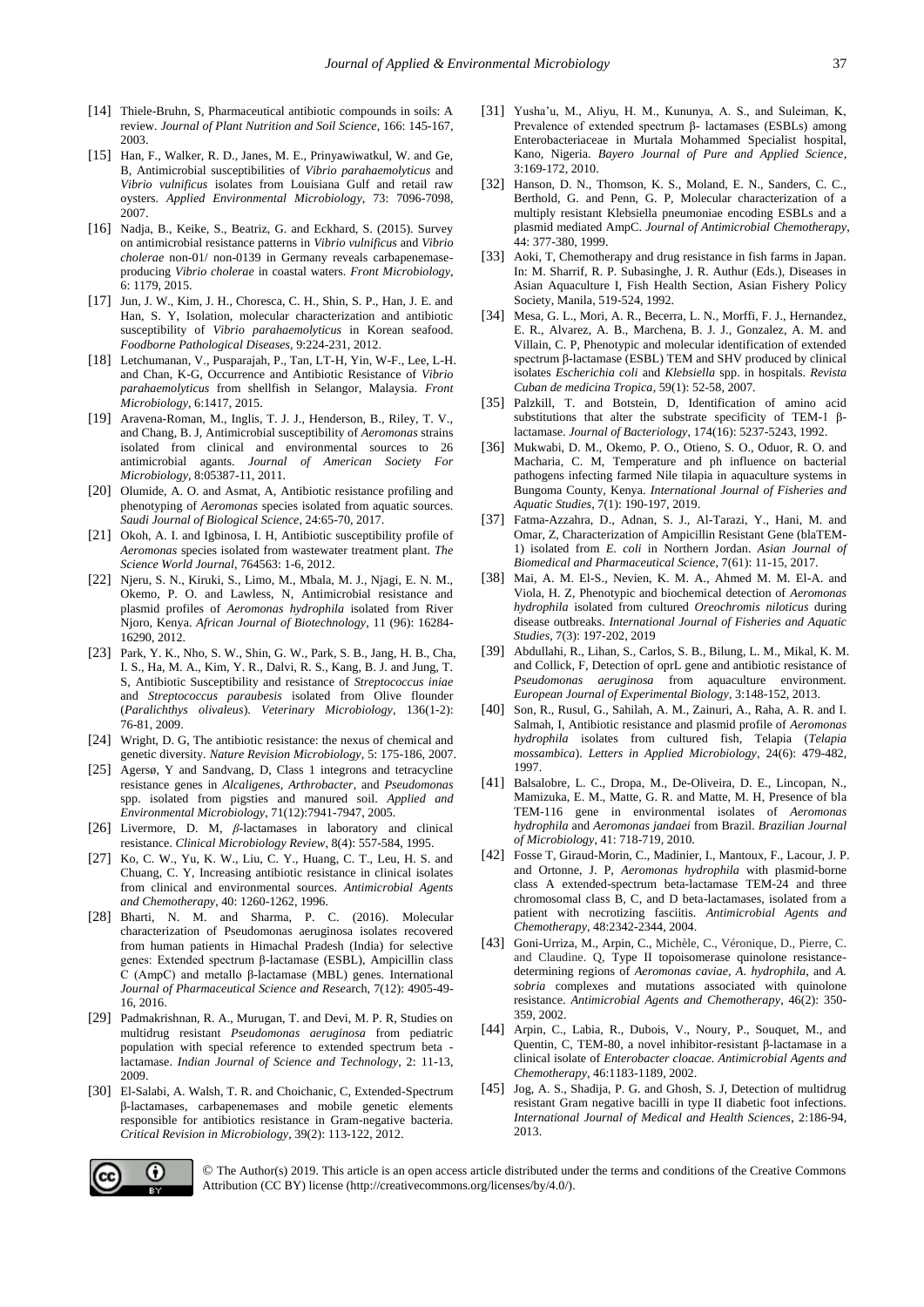[14] Thiele-Bruhn, S, Pharmaceutical antibiotic compounds in soils: A review. *Journal of Plant Nutrition and Soil Science*, 166: 145-167, 2003.

[15] Han, F., Walker, R. D., Janes, M. E., Prinyawiwatkul, W. and Ge, B, Antimicrobial susceptibilities of *Vibrio parahaemolyticus* and *Vibrio vulnificus* isolates from Louisiana Gulf and retail raw oysters. *Applied Environmental Microbiology*, 73: 7096-7098, 2007.

[16] Nadja, B., Keike, S., Beatriz, G. and Eckhard, S. (2015). Survey on antimicrobial resistance patterns in *Vibrio vulnificus* and *Vibrio cholerae* non-01/ non-0139 in Germany reveals carbapenemase-producing *Vibrio cholerae* in coastal waters. *Front Microbiology*, 6: 1179, 2015.

[17] Jun, J. W., Kim, J. H., Choresca, C. H., Shin, S. P., Han, J. E. and Han, S. Y, Isolation, molecular characterization and antibiotic susceptibility of *Vibrio parahaemolyticus* in Korean seafood. *Foodborne Pathological Diseases*, 9:224-231, 2012.

[18] Letchumanan, V., Pusparajah, P., Tan, LT-H, Yin, W-F., Lee, L-H. and Chan, K-G, Occurrence and Antibiotic Resistance of *Vibrio parahaemolyticus* from shellfish in Selangor, Malaysia. *Front Microbiology*, 6:1417, 2015.

[19] Aravena-Roman, M., Inglis, T. J. J., Henderson, B., Riley, T. V., and Chang, B. J, Antimicrobial susceptibility of *Aeromonas* strains isolated from clinical and environmental sources to 26 antimicrobial agants. *Journal of American Society For Microbiology*, 8:05387-11, 2011.

[20] Olumide, A. O. and Asmat, A, Antibiotic resistance profiling and phenotyping of *Aeromonas* species isolated from aquatic sources. *Saudi Journal of Biological Science*, 24:65-70, 2017.

[21] Okoh, A. I. and Igbinosa, I. H, Antibiotic susceptibility profile of *Aeromonas* species isolated from wastewater treatment plant. *The Science World Journal*, 764563: 1-6, 2012.

[22] Njeru, S. N., Kiruki, S., Limo, M., Mbala, M. J., Njagi, E. N. M., Okemo, P. O. and Lawless, N, Antimicrobial resistance and plasmid profiles of *Aeromonas hydrophila* isolated from River Njoro, Kenya. *African Journal of Biotechnology*, 11 (96): 16284-16290, 2012.

[23] Park, Y. K., Nho, S. W., Shin, G. W., Park, S. B., Jang, H. B., Cha, I. S., Ha, M. A., Kim, Y. R., Dalvi, R. S., Kang, B. J. and Jung, T. S, Antibiotic Susceptibility and resistance of *Streptococcus iniae* and *Streptococcus paraubesis* isolated from Olive flounder (*Paralichthys olivaleus*). *Veterinary Microbiology*, 136(1-2): 76-81, 2009.

[24] Wright, D. G, The antibiotic resistance: the nexus of chemical and genetic diversity. *Nature Revision Microbiology*, 5: 175-186, 2007.

[25] Agersø, Y and Sandvang, D, Class 1 integrons and tetracycline resistance genes in *Alcaligenes*, *Arthrobacter*, and *Pseudomonas* spp. isolated from pigsties and manured soil. *Applied and Environmental Microbiology*, 71(12):7941-7947, 2005.

[26] Livermore, D. M, *β*-lactamases in laboratory and clinical resistance. *Clinical Microbiology Review*, 8(4): 557-584, 1995.

[27] Ko, C. W., Yu, K. W., Liu, C. Y., Huang, C. T., Leu, H. S. and Chuang, C. Y, Increasing antibiotic resistance in clinical isolates from clinical and environmental sources. *Antimicrobial Agents and Chemotherapy*, 40: 1260-1262, 1996.

[28] Bharti, N. M. and Sharma, P. C. (2016). Molecular characterization of Pseudomonas aeruginosa isolates recovered from human patients in Himachal Pradesh (India) for selective genes: Extended spectrum β-lactamase (ESBL), Ampicillin class C (AmpC) and metallo β-lactamase (MBL) genes. International *Journal of Pharmaceutical Science and Res*earch, 7(12): 4905-49-16, 2016.

[29] Padmakrishnan, R. A., Murugan, T. and Devi, M. P. R, Studies on multidrug resistant *Pseudomonas aeruginosa* from pediatric population with special reference to extended spectrum beta - lactamase. *Indian Journal of Science and Technology*, 2: 11-13, 2009.

[30] El-Salabi, A. Walsh, T. R. and Choichanic, C, Extended-Spectrum β-lactamases, carbapenemases and mobile genetic elements responsible for antibiotics resistance in Gram-negative bacteria. *Critical Revision in Microbiology*, 39(2): 113-122, 2012.

[31] Yusha'u, M., Aliyu, H. M., Kununya, A. S., and Suleiman, K, Prevalence of extended spectrum β- lactamases (ESBLs) among Enterobacteriaceae in Murtala Mohammed Specialist hospital, Kano, Nigeria. *Bayero Journal of Pure and Applied Science*, 3:169-172, 2010.

[32] Hanson, D. N., Thomson, K. S., Moland, E. N., Sanders, C. C., Berthold, G. and Penn, G. P, Molecular characterization of a multiply resistant Klebsiella pneumoniae encoding ESBLs and a plasmid mediated AmpC. *Journal of Antimicrobial Chemotherapy*, 44: 377-380, 1999.

[33] Aoki, T, Chemotherapy and drug resistance in fish farms in Japan. In: M. Sharrif, R. P. Subasinghe, J. R. Authur (Eds.), Diseases in Asian Aquaculture I, Fish Health Section, Asian Fishery Policy Society, Manila, 519-524, 1992.

[34] Mesa, G. L., Mori, A. R., Becerra, L. N., Morffi, F. J., Hernandez, E. R., Alvarez, A. B., Marchena, B. J. J., Gonzalez, A. M. and Villain, C. P, Phenotypic and molecular identification of extended spectrum β-lactamase (ESBL) TEM and SHV produced by clinical isolates *Escherichia coli* and *Klebsiella* spp. in hospitals. *Revista Cuban de medicina Tropica*, 59(1): 52-58, 2007.

[35] Palzkill, T. and Botstein, D, Identification of amino acid substitutions that alter the substrate specificity of TEM-1 β-lactamase. *Journal of Bacteriology*, 174(16): 5237-5243, 1992.

[36] Mukwabi, D. M., Okemo, P. O., Otieno, S. O., Oduor, R. O. and Macharia, C. M, Temperature and ph influence on bacterial pathogens infecting farmed Nile tilapia in aquaculture systems in Bungoma County, Kenya. *International Journal of Fisheries and Aquatic Studies*, 7(1): 190-197, 2019.

[37] Fatma-Azzahra, D., Adnan, S. J., Al-Tarazi, Y., Hani, M. and Omar, Z, Characterization of Ampicillin Resistant Gene (blaTEM-1) isolated from *E. coli* in Northern Jordan. *Asian Journal of Biomedical and Pharmaceutical Science*, 7(61): 11-15, 2017.

[38] Mai, A. M. El-S., Nevien, K. M. A., Ahmed M. M. El-A. and Viola, H. Z, Phenotypic and biochemical detection of *Aeromonas hydrophila* isolated from cultured *Oreochromis niloticus* during disease outbreaks. *International Journal of Fisheries and Aquatic Studies*, 7(3): 197-202, 2019

[39] Abdullahi, R., Lihan, S., Carlos, S. B., Bilung, L. M., Mikal, K. M. and Collick, F, Detection of oprL gene and antibiotic resistance of *Pseudomonas aeruginosa* from aquaculture environment. *European Journal of Experimental Biology*, 3:148-152, 2013.

[40] Son, R., Rusul, G., Sahilah, A. M., Zainuri, A., Raha, A. R. and I. Salmah, I, Antibiotic resistance and plasmid profile of *Aeromonas hydrophila* isolates from cultured fish, Telapia (*Telapia mossambica*). *Letters in Applied Microbiology*, 24(6): 479-482, 1997.

[41] Balsalobre, L. C., Dropa, M., De-Oliveira, D. E., Lincopan, N., Mamizuka, E. M., Matte, G. R. and Matte, M. H, Presence of bla TEM-116 gene in environmental isolates of *Aeromonas hydrophila* and *Aeromonas jandaei* from Brazil. *Brazilian Journal of Microbiology*, 41: 718-719, 2010.

[42] Fosse T, Giraud-Morin, C., Madinier, I., Mantoux, F., Lacour, J. P. and Ortonne, J. P, *Aeromonas hydrophila* with plasmid-borne class A extended-spectrum beta-lactamase TEM-24 and three chromosomal class B, C, and D beta-lactamases, isolated from a patient with necrotizing fasciitis. *Antimicrobial Agents and Chemotherapy*, 48:2342-2344, 2004.

[43] Goni-Urriza, M., Arpin, C., Michèle, C., Véronique, D., Pierre, C. and Claudine. Q, Type II topoisomerase quinolone resistance-determining regions of *Aeromonas caviae*, *A. hydrophila*, and *A. sobria* complexes and mutations associated with quinolone resistance. *Antimicrobial Agents and Chemotherapy*, 46(2): 350-359, 2002.

[44] Arpin, C., Labia, R., Dubois, V., Noury, P., Souquet, M., and Quentin, C, TEM-80, a novel inhibitor-resistant β-lactamase in a clinical isolate of *Enterobacter cloacae*. *Antimicrobial Agents and Chemotherapy*, 46:1183-1189, 2002.

[45] Jog, A. S., Shadija, P. G. and Ghosh, S. J, Detection of multidrug resistant Gram negative bacilli in type II diabetic foot infections. *International Journal of Medical and Health Sciences*, 2:186-94, 2013.

© The Author(s) 2019. This article is an open access article distributed under the terms and conditions of the Creative Commons Attribution (CC BY) license (http://creativecommons.org/licenses/by/4.0/).